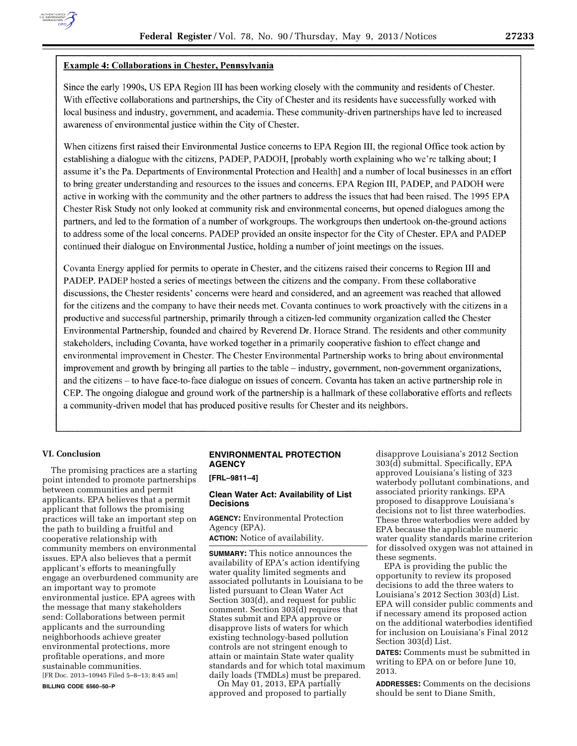**Example 4: Collaborations in Chester, Pennsylvania**

Since the early 1990s, US EPA Region III has been working closely with the community and residents of Chester. With effective collaborations and partnerships, the City of Chester and its residents have successfully worked with local business and industry, government, and academia. These community-driven partnerships have led to increased awareness of environmental justice within the City of Chester.

When citizens first raised their Environmental Justice concerns to EPA Region III, the regional Office took action by establishing a dialogue with the citizens, PADEP, PADOH, [probably worth explaining who we're talking about; I assume it's the Pa. Departments of Environmental Protection and Health] and a number of local businesses in an effort to bring greater understanding and resources to the issues and concerns. EPA Region III, PADEP, and PADOH were active in working with the community and the other partners to address the issues that had been raised. The 1995 EPA Chester Risk Study not only looked at community risk and environmental concerns, but opened dialogues among the partners, and led to the formation of a number of workgroups. The workgroups then undertook on-the-ground actions to address some of the local concerns. PADEP provided an onsite inspector for the City of Chester. EPA and PADEP continued their dialogue on Environmental Justice, holding a number of joint meetings on the issues.

Covanta Energy applied for permits to operate in Chester, and the citizens raised their concerns to Region III and PADEP. PADEP hosted a series of meetings between the citizens and the company. From these collaborative discussions, the Chester residents' concerns were heard and considered, and an agreement was reached that allowed for the citizens and the company to have their needs met. Covanta continues to work proactively with the citizens in a productive and successful partnership, primarily through a citizen-led community organization called the Chester Environmental Partnership, founded and chaired by Reverend Dr. Horace Strand. The residents and other community stakeholders, including Covanta, have worked together in a primarily cooperative fashion to effect change and environmental improvement in Chester. The Chester Environmental Partnership works to bring about environmental improvement and growth by bringing all parties to the table – industry, government, non-government organizations, and the citizens – to have face-to-face dialogue on issues of concern. Covanta has taken an active partnership role in CEP. The ongoing dialogue and ground work of the partnership is a hallmark of these collaborative efforts and reflects a community-driven model that has produced positive results for Chester and its neighbors.

## VI. Conclusion

The promising practices are a starting point intended to promote partnerships between communities and permit applicants. EPA believes that a permit applicant that follows the promising practices will take an important step on the path to building a fruitful and cooperative relationship with community members on environmental issues. EPA also believes that a permit applicant's efforts to meaningfully engage an overburdened community are an important way to promote environmental justice. EPA agrees with the message that many stakeholders send: Collaborations between permit applicants and the surrounding neighborhoods achieve greater environmental protections, more profitable operations, and more sustainable communities.

[FR Doc. 2013–10945 Filed 5–8–13; 8:45 am]

**BILLING CODE 6560–50–P**

## ENVIRONMENTAL PROTECTION AGENCY

**[FRL–9811–4]**

### Clean Water Act: Availability of List Decisions

**AGENCY:** Environmental Protection Agency (EPA).

**ACTION:** Notice of availability.

**SUMMARY:** This notice announces the availability of EPA's action identifying water quality limited segments and associated pollutants in Louisiana to be listed pursuant to Clean Water Act Section 303(d), and request for public comment. Section 303(d) requires that States submit and EPA approve or disapprove lists of waters for which existing technology-based pollution controls are not stringent enough to attain or maintain State water quality standards and for which total maximum daily loads (TMDLs) must be prepared.

On May 01, 2013, EPA partially approved and proposed to partially disapprove Louisiana's 2012 Section 303(d) submittal. Specifically, EPA approved Louisiana's listing of 323 waterbody pollutant combinations, and associated priority rankings. EPA proposed to disapprove Louisiana's decisions not to list three waterbodies. These three waterbodies were added by EPA because the applicable numeric water quality standards marine criterion for dissolved oxygen was not attained in these segments.

EPA is providing the public the opportunity to review its proposed decisions to add the three waters to Louisiana's 2012 Section 303(d) List. EPA will consider public comments and if necessary amend its proposed action on the additional waterbodies identified for inclusion on Louisiana's Final 2012 Section 303(d) List.

**DATES:** Comments must be submitted in writing to EPA on or before June 10, 2013.

**ADDRESSES:** Comments on the decisions should be sent to Diane Smith,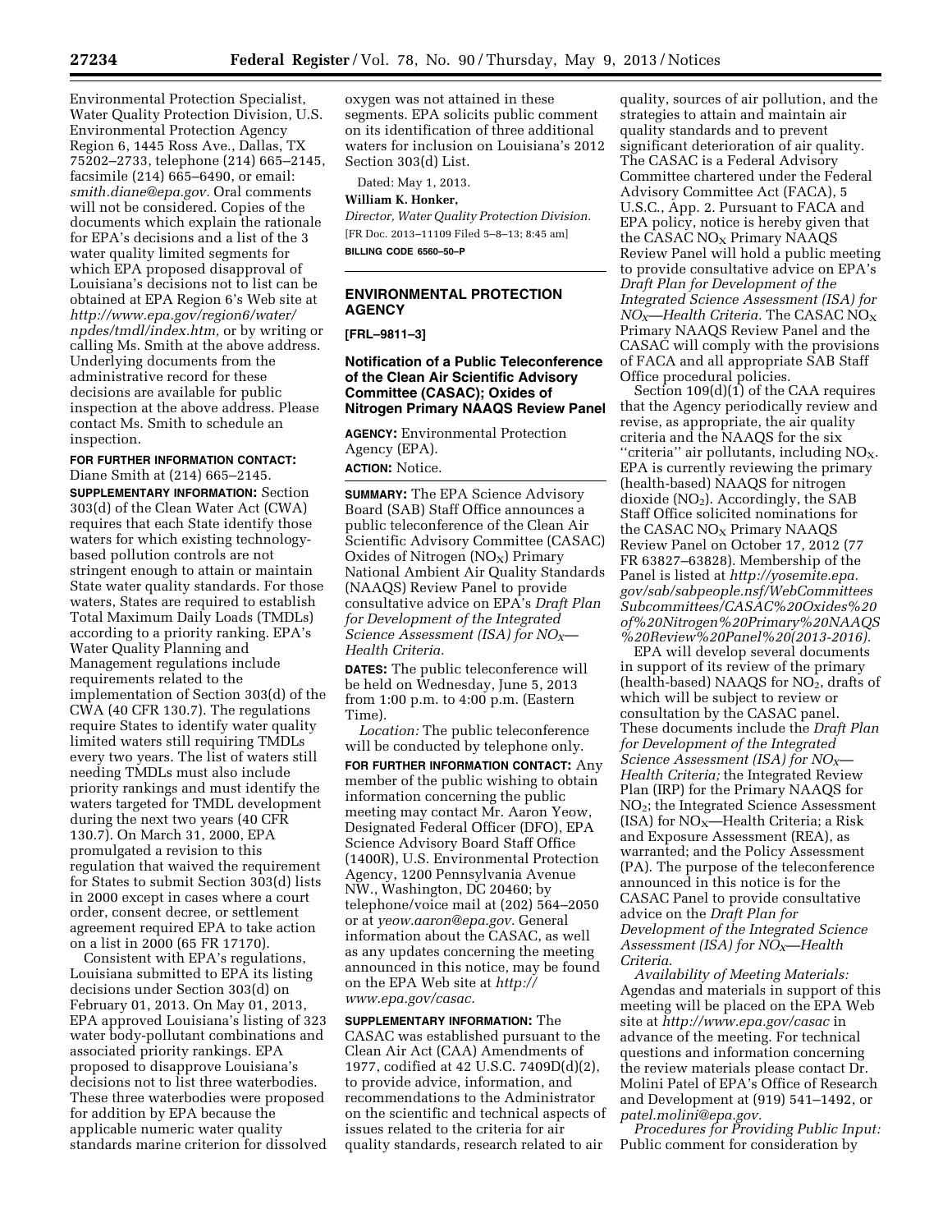Environmental Protection Specialist, Water Quality Protection Division, U.S. Environmental Protection Agency Region 6, 1445 Ross Ave., Dallas, TX 75202–2733, telephone (214) 665–2145, facsimile (214) 665–6490, or email: *smith.diane@epa.gov.* Oral comments will not be considered. Copies of the documents which explain the rationale for EPA's decisions and a list of the 3 water quality limited segments for which EPA proposed disapproval of Louisiana's decisions not to list can be obtained at EPA Region 6's Web site at *http://www.epa.gov/region6/water/npdes/tmdl/index.htm,* or by writing or calling Ms. Smith at the above address. Underlying documents from the administrative record for these decisions are available for public inspection at the above address. Please contact Ms. Smith to schedule an inspection.

**FOR FURTHER INFORMATION CONTACT:** Diane Smith at (214) 665–2145.

**SUPPLEMENTARY INFORMATION:** Section 303(d) of the Clean Water Act (CWA) requires that each State identify those waters for which existing technology-based pollution controls are not stringent enough to attain or maintain State water quality standards. For those waters, States are required to establish Total Maximum Daily Loads (TMDLs) according to a priority ranking. EPA's Water Quality Planning and Management regulations include requirements related to the implementation of Section 303(d) of the CWA (40 CFR 130.7). The regulations require States to identify water quality limited waters still requiring TMDLs every two years. The list of waters still needing TMDLs must also include priority rankings and must identify the waters targeted for TMDL development during the next two years (40 CFR 130.7). On March 31, 2000, EPA promulgated a revision to this regulation that waived the requirement for States to submit Section 303(d) lists in 2000 except in cases where a court order, consent decree, or settlement agreement required EPA to take action on a list in 2000 (65 FR 17170).

Consistent with EPA's regulations, Louisiana submitted to EPA its listing decisions under Section 303(d) on February 01, 2013. On May 01, 2013, EPA approved Louisiana's listing of 323 water body-pollutant combinations and associated priority rankings. EPA proposed to disapprove Louisiana's decisions not to list three waterbodies. These three waterbodies were proposed for addition by EPA because the applicable numeric water quality standards marine criterion for dissolved oxygen was not attained in these segments. EPA solicits public comment on its identification of three additional waters for inclusion on Louisiana's 2012 Section 303(d) List.

Dated: May 1, 2013.

**William K. Honker,**

*Director, Water Quality Protection Division.*

[FR Doc. 2013–11109 Filed 5–8–13; 8:45 am]

**BILLING CODE 6560–50–P**

## ENVIRONMENTAL PROTECTION AGENCY

**[FRL–9811–3]**

### Notification of a Public Teleconference of the Clean Air Scientific Advisory Committee (CASAC); Oxides of Nitrogen Primary NAAQS Review Panel

**AGENCY:** Environmental Protection Agency (EPA).

**ACTION:** Notice.

**SUMMARY:** The EPA Science Advisory Board (SAB) Staff Office announces a public teleconference of the Clean Air Scientific Advisory Committee (CASAC) Oxides of Nitrogen ($NO_X$) Primary National Ambient Air Quality Standards (NAAQS) Review Panel to provide consultative advice on EPA's *Draft Plan for Development of the Integrated Science Assessment (ISA) for $NO_X$—Health Criteria.*

**DATES:** The public teleconference will be held on Wednesday, June 5, 2013 from 1:00 p.m. to 4:00 p.m. (Eastern Time).

*Location:* The public teleconference will be conducted by telephone only.

**FOR FURTHER INFORMATION CONTACT:** Any member of the public wishing to obtain information concerning the public meeting may contact Mr. Aaron Yeow, Designated Federal Officer (DFO), EPA Science Advisory Board Staff Office (1400R), U.S. Environmental Protection Agency, 1200 Pennsylvania Avenue NW., Washington, DC 20460; by telephone/voice mail at (202) 564–2050 or at *yeow.aaron@epa.gov.* General information about the CASAC, as well as any updates concerning the meeting announced in this notice, may be found on the EPA Web site at *http://www.epa.gov/casac.*

**SUPPLEMENTARY INFORMATION:** The CASAC was established pursuant to the Clean Air Act (CAA) Amendments of 1977, codified at 42 U.S.C. 7409D(d)(2), to provide advice, information, and recommendations to the Administrator on the scientific and technical aspects of issues related to the criteria for air quality standards, research related to air quality, sources of air pollution, and the strategies to attain and maintain air quality standards and to prevent significant deterioration of air quality. The CASAC is a Federal Advisory Committee chartered under the Federal Advisory Committee Act (FACA), 5 U.S.C., App. 2. Pursuant to FACA and EPA policy, notice is hereby given that the CASAC $NO_X$ Primary NAAQS Review Panel will hold a public meeting to provide consultative advice on EPA's *Draft Plan for Development of the Integrated Science Assessment (ISA) for $NO_X$—Health Criteria.* The CASAC $NO_X$ Primary NAAQS Review Panel and the CASAC will comply with the provisions of FACA and all appropriate SAB Staff Office procedural policies.

Section 109(d)(1) of the CAA requires that the Agency periodically review and revise, as appropriate, the air quality criteria and the NAAQS for the six "criteria" air pollutants, including $NO_X$. EPA is currently reviewing the primary (health-based) NAAQS for nitrogen dioxide ($NO_2$). Accordingly, the SAB Staff Office solicited nominations for the CASAC $NO_X$ Primary NAAQS Review Panel on October 17, 2012 (77 FR 63827–63828). Membership of the Panel is listed at *http://yosemite.epa.gov/sab/sabpeople.nsf/WebCommittees Subcommittees/CASAC%20Oxides%20of%20Nitrogen%20Primary%20NAAQS%20Review%20Panel%20(2013-2016).*

EPA will develop several documents in support of its review of the primary (health-based) NAAQS for $NO_2$, drafts of which will be subject to review or consultation by the CASAC panel. These documents include the *Draft Plan for Development of the Integrated Science Assessment (ISA) for $NO_X$—Health Criteria;* the Integrated Review Plan (IRP) for the Primary NAAQS for $NO_2$; the Integrated Science Assessment (ISA) for $NO_X$—Health Criteria; a Risk and Exposure Assessment (REA), as warranted; and the Policy Assessment (PA). The purpose of the teleconference announced in this notice is for the CASAC Panel to provide consultative advice on the *Draft Plan for Development of the Integrated Science Assessment (ISA) for $NO_X$—Health Criteria.*

*Availability of Meeting Materials:* Agendas and materials in support of this meeting will be placed on the EPA Web site at *http://www.epa.gov/casac* in advance of the meeting. For technical questions and information concerning the review materials please contact Dr. Molini Patel of EPA's Office of Research and Development at (919) 541–1492, or *patel.molini@epa.gov.*

*Procedures for Providing Public Input:* Public comment for consideration by